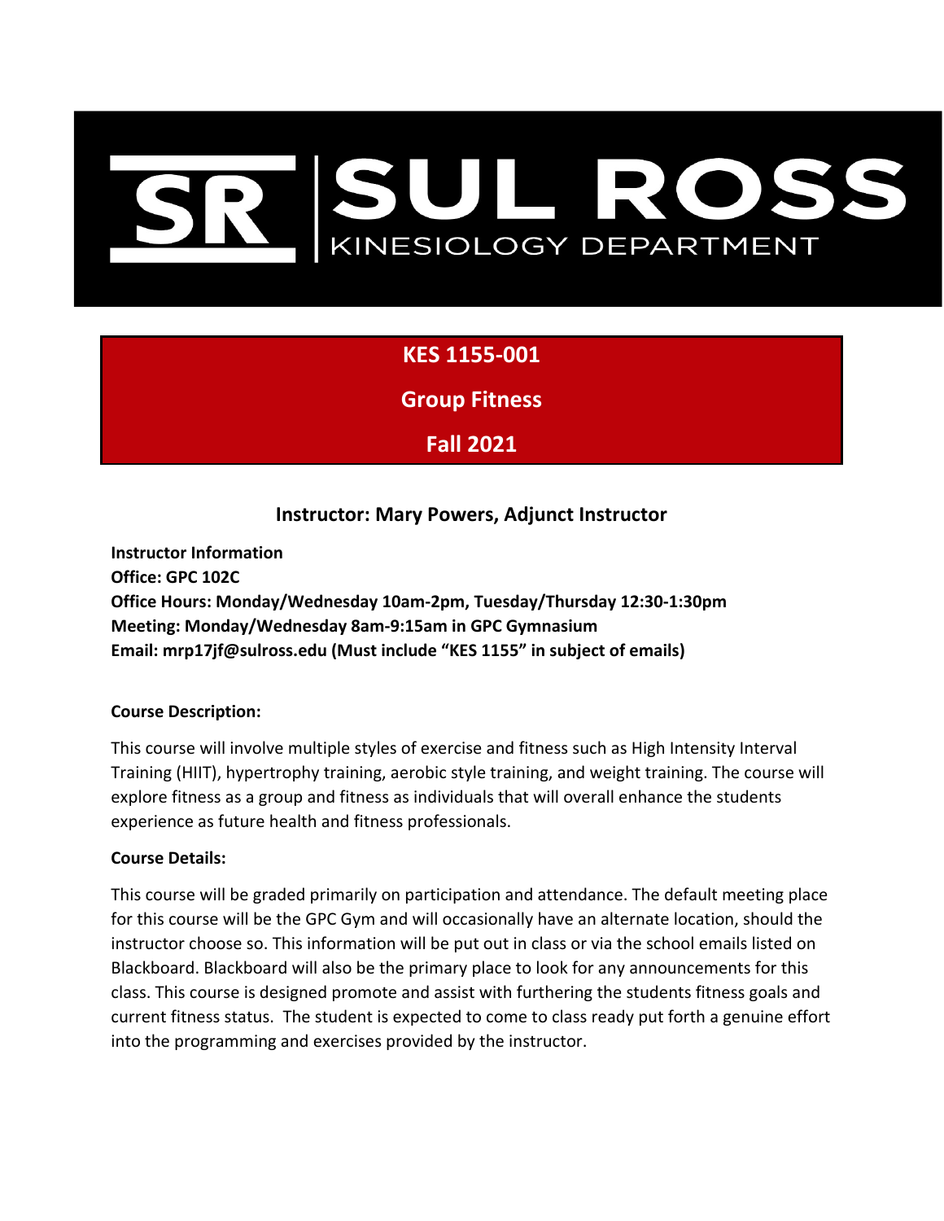# SUL ROSS

KINESIOLOGY DEPARTMENT

## KES 1155-001

## Group Fitness

## Fall 2021

### Instructor: Mary Powers, Adjunct Instructor

**Instructor Information**
**Office: GPC 102C**
**Office Hours: Monday/Wednesday 10am-2pm, Tuesday/Thursday 12:30-1:30pm**
**Meeting: Monday/Wednesday 8am-9:15am in GPC Gymnasium**
**Email: mrp17jf@sulross.edu (Must include "KES 1155" in subject of emails)**

**Course Description:**

This course will involve multiple styles of exercise and fitness such as High Intensity Interval Training (HIIT), hypertrophy training, aerobic style training, and weight training. The course will explore fitness as a group and fitness as individuals that will overall enhance the students experience as future health and fitness professionals.

**Course Details:**

This course will be graded primarily on participation and attendance. The default meeting place for this course will be the GPC Gym and will occasionally have an alternate location, should the instructor choose so. This information will be put out in class or via the school emails listed on Blackboard. Blackboard will also be the primary place to look for any announcements for this class. This course is designed promote and assist with furthering the students fitness goals and current fitness status. The student is expected to come to class ready put forth a genuine effort into the programming and exercises provided by the instructor.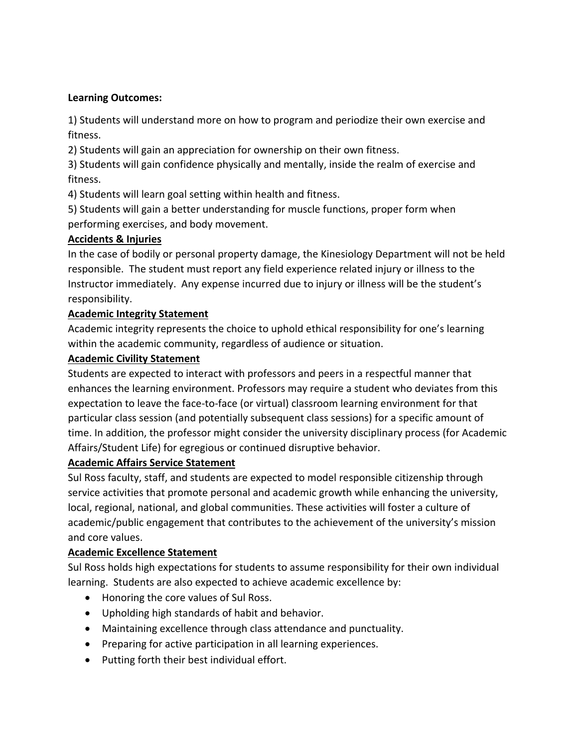**Learning Outcomes:**

1) Students will understand more on how to program and periodize their own exercise and fitness.
2) Students will gain an appreciation for ownership on their own fitness.
3) Students will gain confidence physically and mentally, inside the realm of exercise and fitness.
4) Students will learn goal setting within health and fitness.
5) Students will gain a better understanding for muscle functions, proper form when performing exercises, and body movement.

**Accidents & Injuries**

In the case of bodily or personal property damage, the Kinesiology Department will not be held responsible. The student must report any field experience related injury or illness to the Instructor immediately. Any expense incurred due to injury or illness will be the student's responsibility.

**Academic Integrity Statement**

Academic integrity represents the choice to uphold ethical responsibility for one's learning within the academic community, regardless of audience or situation.

**Academic Civility Statement**

Students are expected to interact with professors and peers in a respectful manner that enhances the learning environment. Professors may require a student who deviates from this expectation to leave the face-to-face (or virtual) classroom learning environment for that particular class session (and potentially subsequent class sessions) for a specific amount of time. In addition, the professor might consider the university disciplinary process (for Academic Affairs/Student Life) for egregious or continued disruptive behavior.

**Academic Affairs Service Statement**

Sul Ross faculty, staff, and students are expected to model responsible citizenship through service activities that promote personal and academic growth while enhancing the university, local, regional, national, and global communities. These activities will foster a culture of academic/public engagement that contributes to the achievement of the university's mission and core values.

**Academic Excellence Statement**

Sul Ross holds high expectations for students to assume responsibility for their own individual learning. Students are also expected to achieve academic excellence by:

- Honoring the core values of Sul Ross.
- Upholding high standards of habit and behavior.
- Maintaining excellence through class attendance and punctuality.
- Preparing for active participation in all learning experiences.
- Putting forth their best individual effort.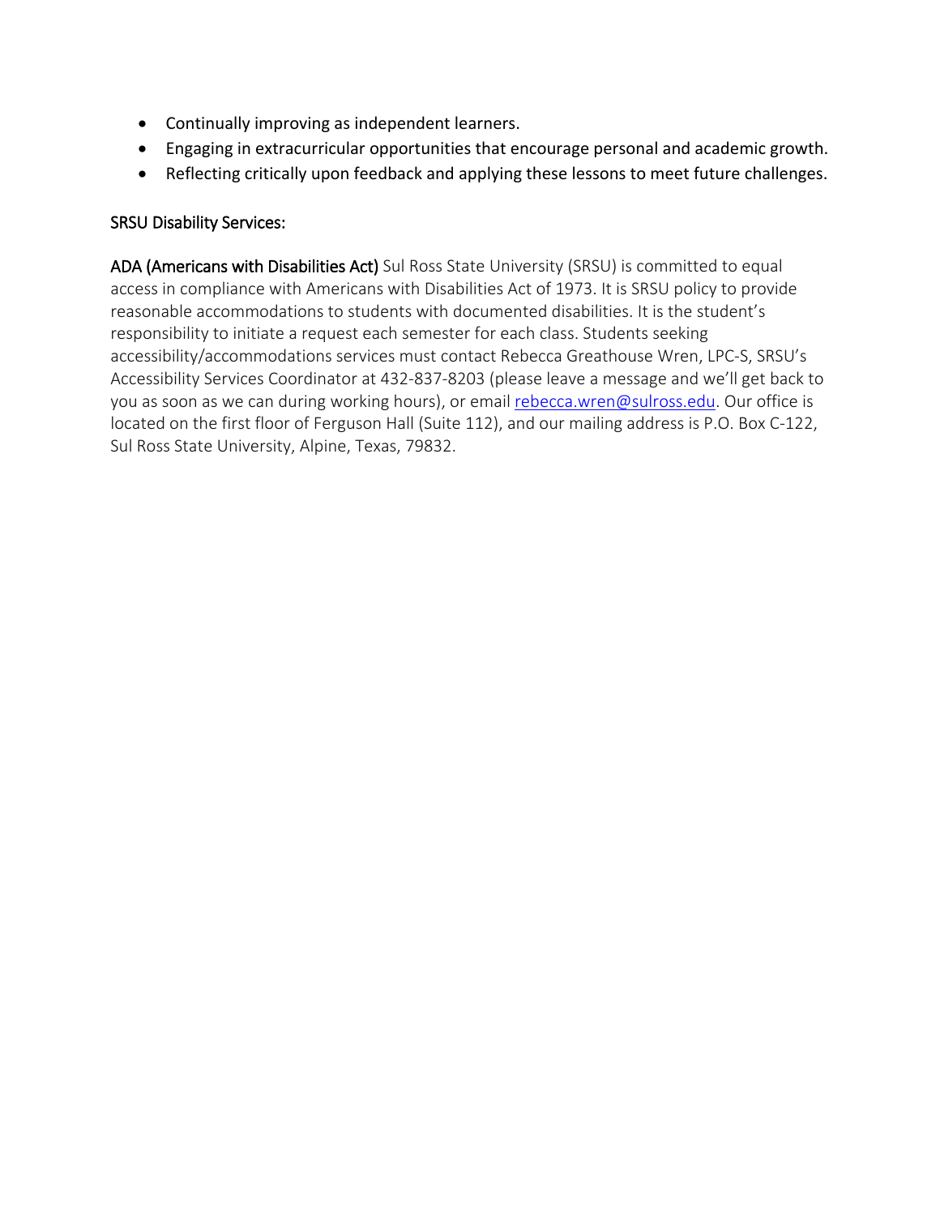- Continually improving as independent learners.
- Engaging in extracurricular opportunities that encourage personal and academic growth.
- Reflecting critically upon feedback and applying these lessons to meet future challenges.

SRSU Disability Services:

**ADA (Americans with Disabilities Act)** Sul Ross State University (SRSU) is committed to equal access in compliance with Americans with Disabilities Act of 1973. It is SRSU policy to provide reasonable accommodations to students with documented disabilities. It is the student's responsibility to initiate a request each semester for each class. Students seeking accessibility/accommodations services must contact Rebecca Greathouse Wren, LPC-S, SRSU's Accessibility Services Coordinator at 432-837-8203 (please leave a message and we'll get back to you as soon as we can during working hours), or email rebecca.wren@sulross.edu. Our office is located on the first floor of Ferguson Hall (Suite 112), and our mailing address is P.O. Box C-122, Sul Ross State University, Alpine, Texas, 79832.